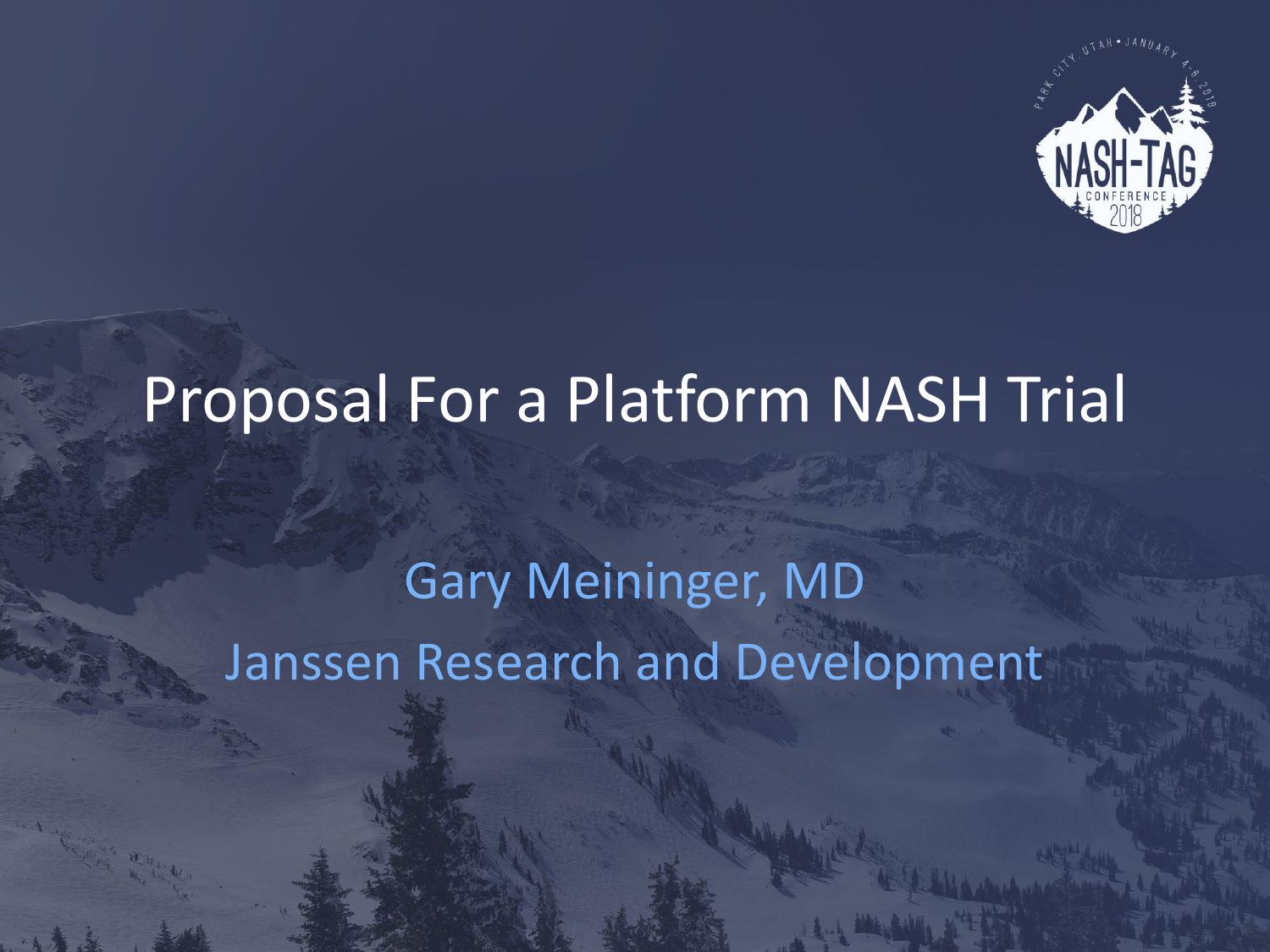# Proposal For a Platform NASH Trial

Gary Meininger, MD

Janssen Research and Development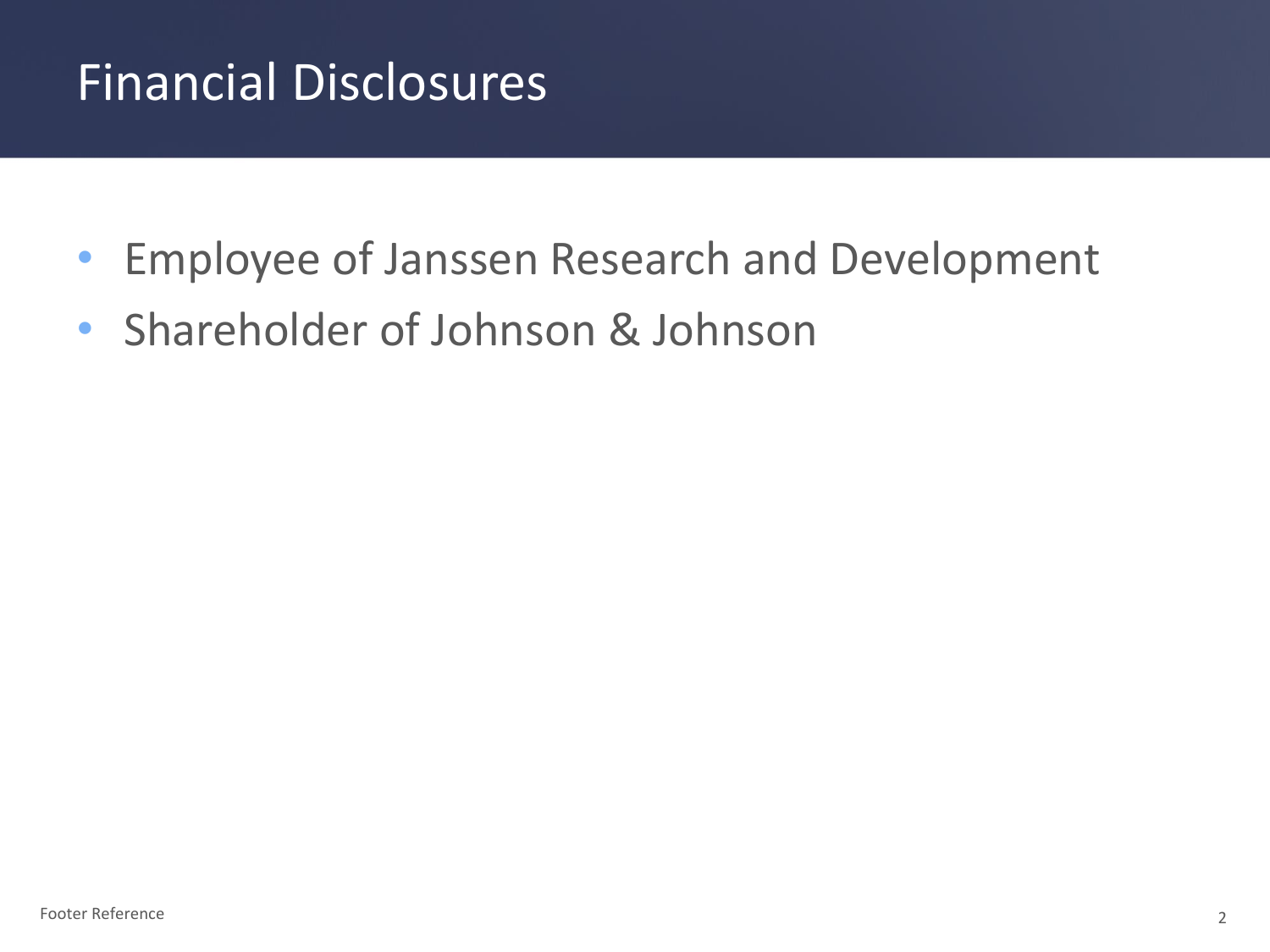# Financial Disclosures

- Employee of Janssen Research and Development
- Shareholder of Johnson & Johnson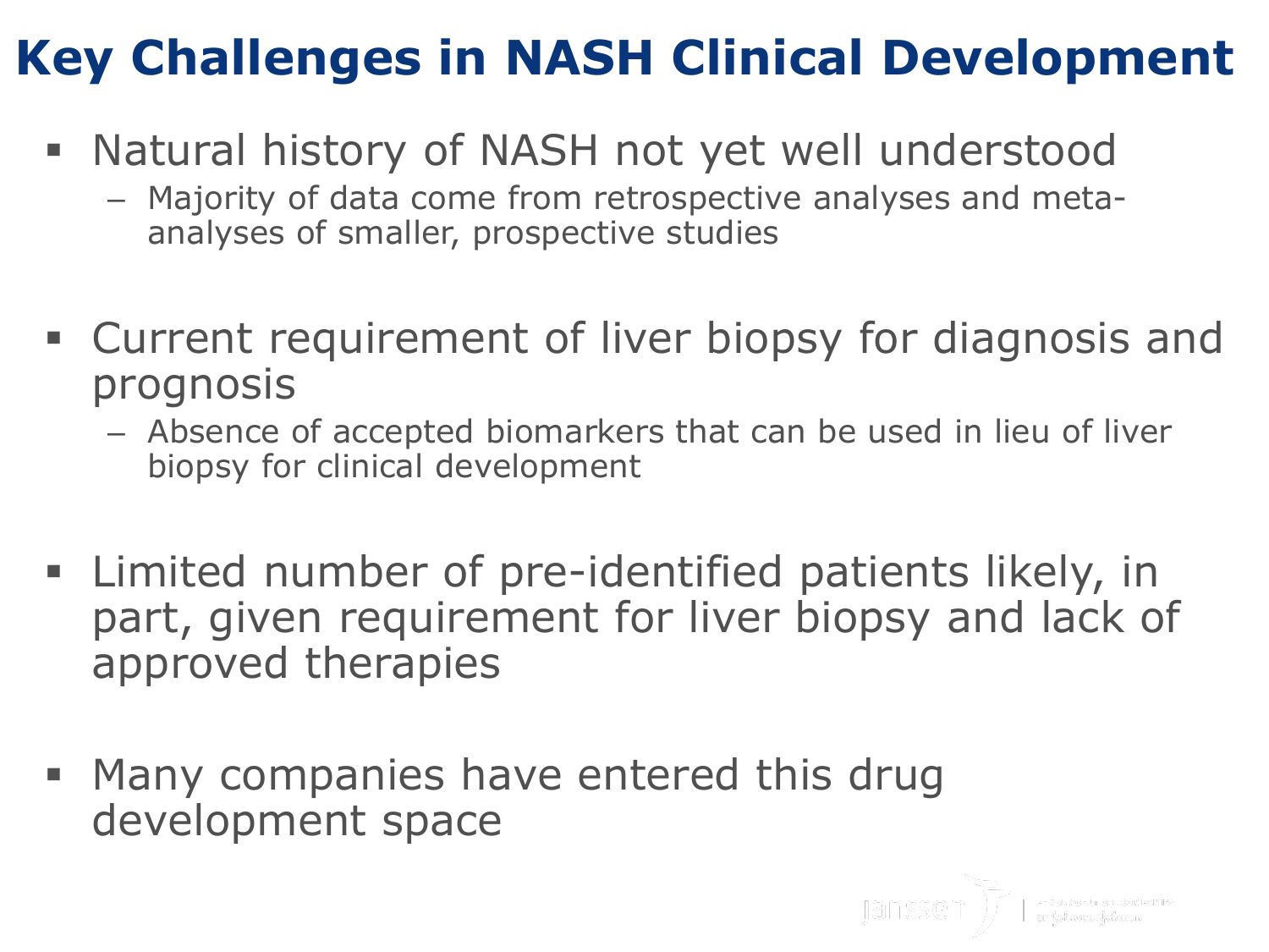# Key Challenges in NASH Clinical Development

- Natural history of NASH not yet well understood
  - Majority of data come from retrospective analyses and meta-analyses of smaller, prospective studies

- Current requirement of liver biopsy for diagnosis and prognosis
  - Absence of accepted biomarkers that can be used in lieu of liver biopsy for clinical development

- Limited number of pre-identified patients likely, in part, given requirement for liver biopsy and lack of approved therapies

- Many companies have entered this drug development space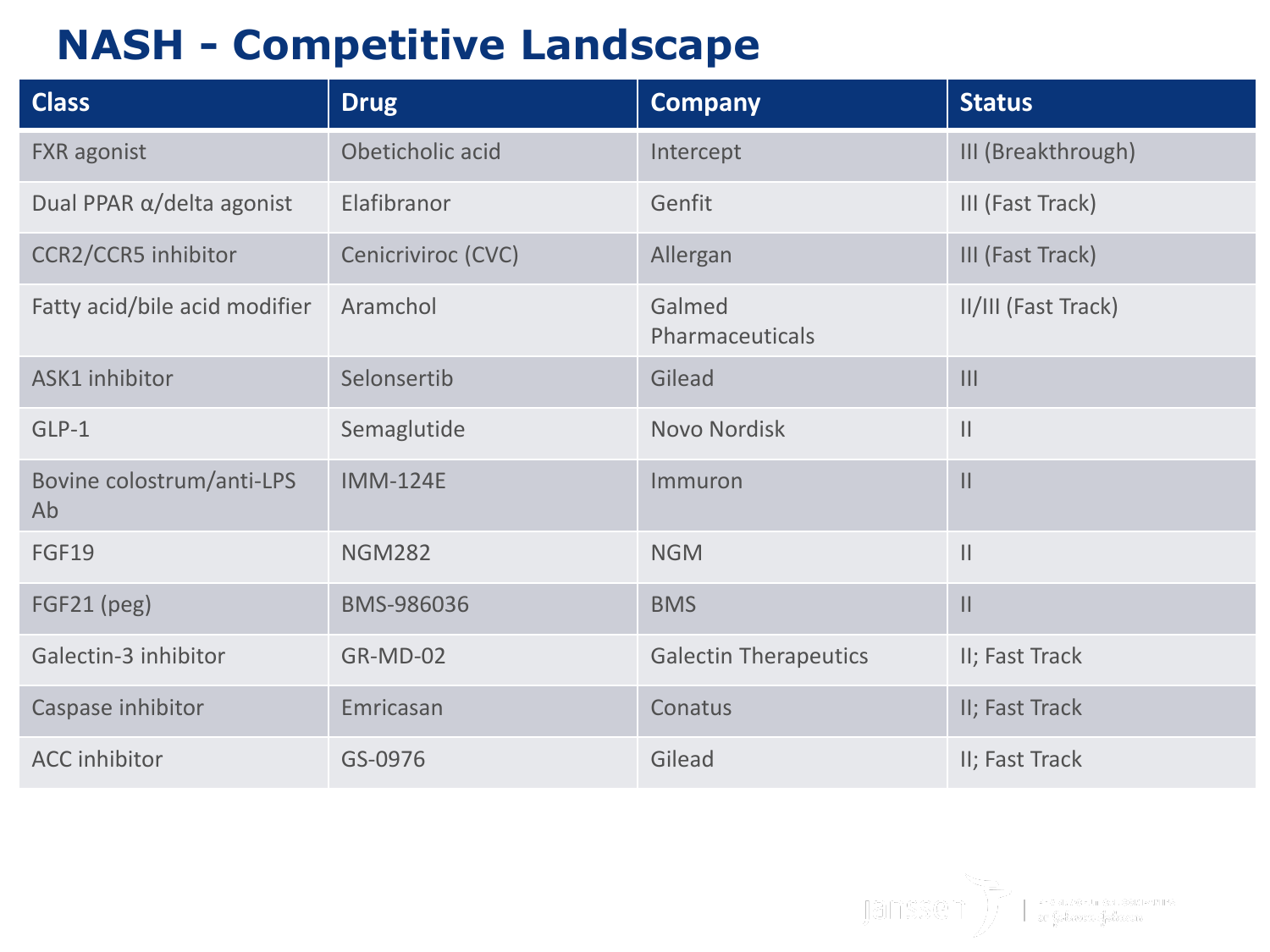# NASH - Competitive Landscape

| Class | Drug | Company | Status |
|---|---|---|---|
| FXR agonist | Obeticholic acid | Intercept | III (Breakthrough) |
| Dual PPAR α/delta agonist | Elafibranor | Genfit | III (Fast Track) |
| CCR2/CCR5 inhibitor | Cenicriviroc (CVC) | Allergan | III (Fast Track) |
| Fatty acid/bile acid modifier | Aramchol | Galmed Pharmaceuticals | II/III (Fast Track) |
| ASK1 inhibitor | Selonsertib | Gilead | III |
| GLP-1 | Semaglutide | Novo Nordisk | II |
| Bovine colostrum/anti-LPS Ab | IMM-124E | Immuron | II |
| FGF19 | NGM282 | NGM | II |
| FGF21 (peg) | BMS-986036 | BMS | II |
| Galectin-3 inhibitor | GR-MD-02 | Galectin Therapeutics | II; Fast Track |
| Caspase inhibitor | Emricasan | Conatus | II; Fast Track |
| ACC inhibitor | GS-0976 | Gilead | II; Fast Track |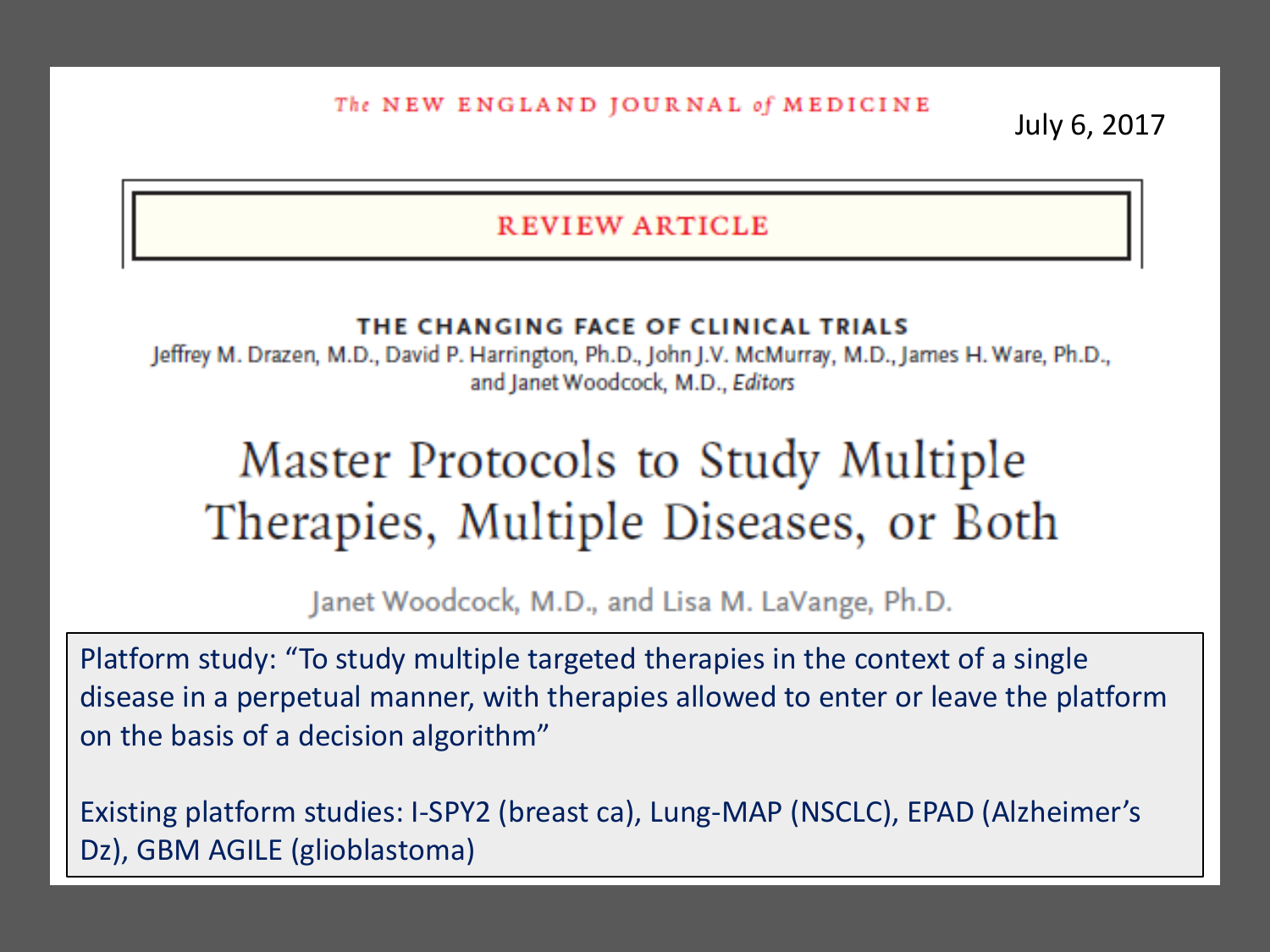The NEW ENGLAND JOURNAL of MEDICINE

July 6, 2017

**REVIEW ARTICLE**

**THE CHANGING FACE OF CLINICAL TRIALS**

Jeffrey M. Drazen, M.D., David P. Harrington, Ph.D., John J.V. McMurray, M.D., James H. Ware, Ph.D., and Janet Woodcock, M.D., *Editors*

# Master Protocols to Study Multiple Therapies, Multiple Diseases, or Both

Janet Woodcock, M.D., and Lisa M. LaVange, Ph.D.

Platform study: "To study multiple targeted therapies in the context of a single disease in a perpetual manner, with therapies allowed to enter or leave the platform on the basis of a decision algorithm"

Existing platform studies: I-SPY2 (breast ca), Lung-MAP (NSCLC), EPAD (Alzheimer's Dz), GBM AGILE (glioblastoma)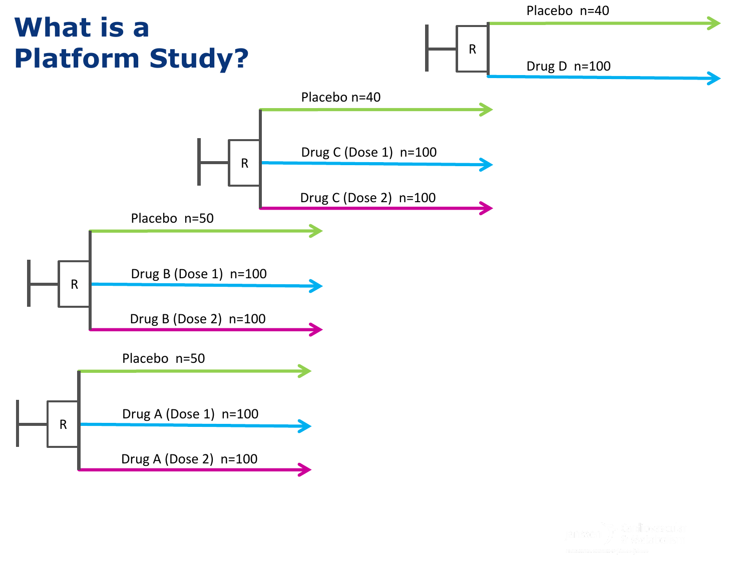# What is a Platform Study?

Placebo n=40

R

Drug D n=100

Placebo n=40

R

Drug C (Dose 1) n=100

Drug C (Dose 2) n=100

Placebo n=50

R

Drug B (Dose 1) n=100

Drug B (Dose 2) n=100

Placebo n=50

R

Drug A (Dose 1) n=100

Drug A (Dose 2) n=100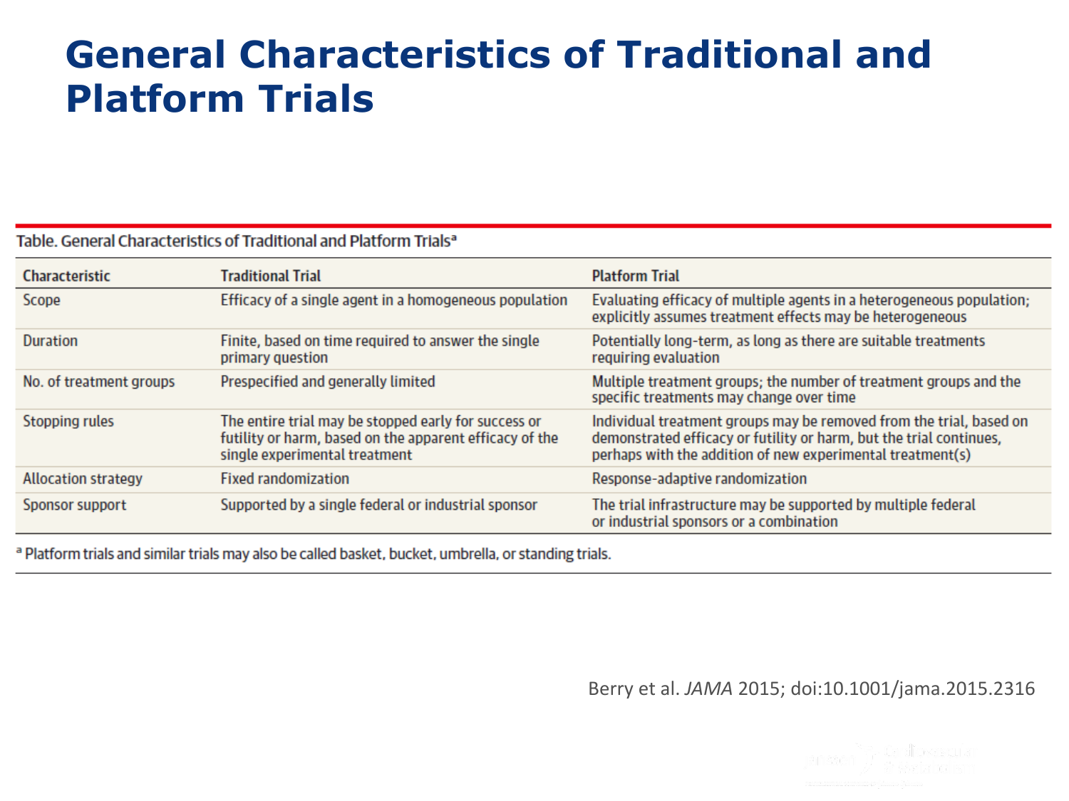# General Characteristics of Traditional and Platform Trials

Table. General Characteristics of Traditional and Platform Trials[a]

| Characteristic | Traditional Trial | Platform Trial |
|---|---|---|
| Scope | Efficacy of a single agent in a homogeneous population | Evaluating efficacy of multiple agents in a heterogeneous population; explicitly assumes treatment effects may be heterogeneous |
| Duration | Finite, based on time required to answer the single primary question | Potentially long-term, as long as there are suitable treatments requiring evaluation |
| No. of treatment groups | Prespecified and generally limited | Multiple treatment groups; the number of treatment groups and the specific treatments may change over time |
| Stopping rules | The entire trial may be stopped early for success or futility or harm, based on the apparent efficacy of the single experimental treatment | Individual treatment groups may be removed from the trial, based on demonstrated efficacy or futility or harm, but the trial continues, perhaps with the addition of new experimental treatment(s) |
| Allocation strategy | Fixed randomization | Response-adaptive randomization |
| Sponsor support | Supported by a single federal or industrial sponsor | The trial infrastructure may be supported by multiple federal or industrial sponsors or a combination |

[a] Platform trials and similar trials may also be called basket, bucket, umbrella, or standing trials.

Berry et al. *JAMA* 2015; doi:10.1001/jama.2015.2316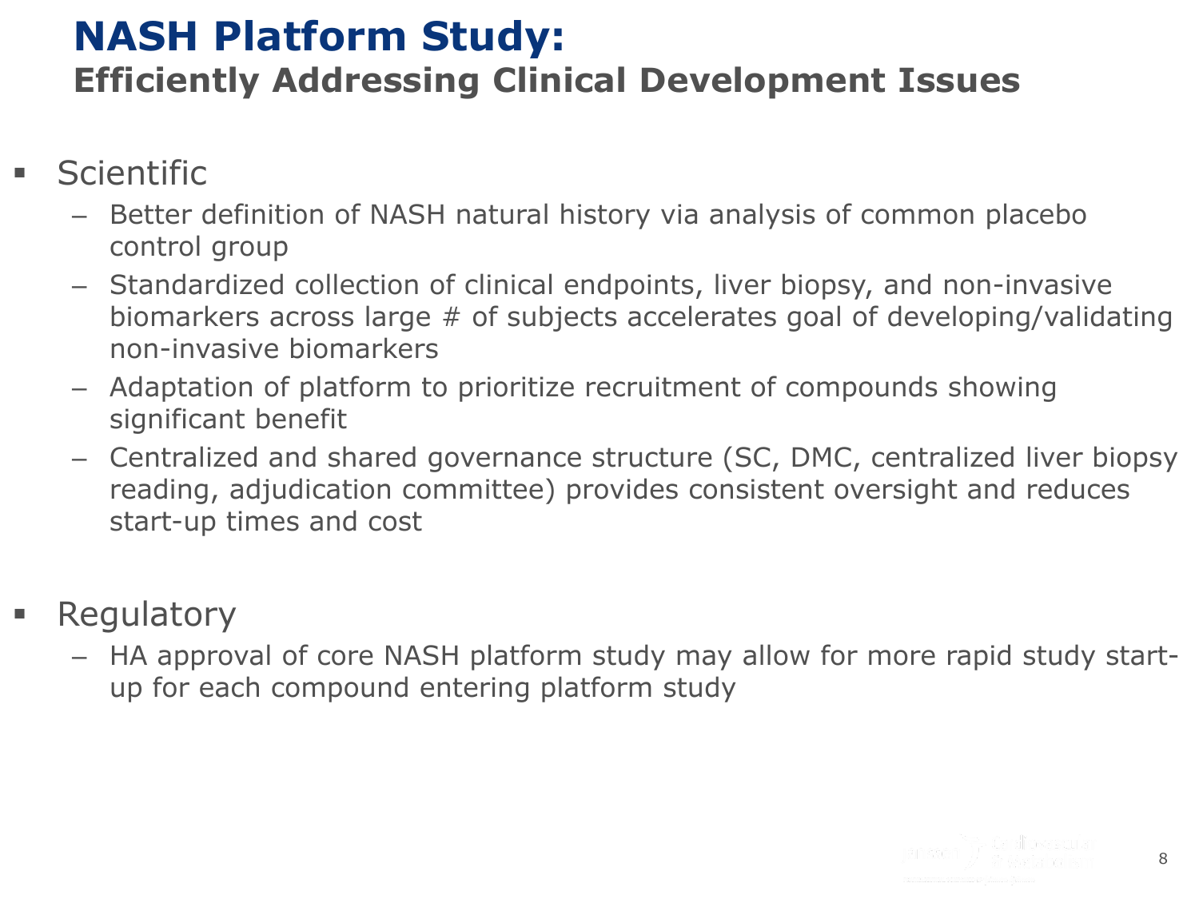# NASH Platform Study:

## Efficiently Addressing Clinical Development Issues

- Scientific
  - Better definition of NASH natural history via analysis of common placebo control group
  - Standardized collection of clinical endpoints, liver biopsy, and non-invasive biomarkers across large # of subjects accelerates goal of developing/validating non-invasive biomarkers
  - Adaptation of platform to prioritize recruitment of compounds showing significant benefit
  - Centralized and shared governance structure (SC, DMC, centralized liver biopsy reading, adjudication committee) provides consistent oversight and reduces start-up times and cost
- Regulatory
  - HA approval of core NASH platform study may allow for more rapid study start-up for each compound entering platform study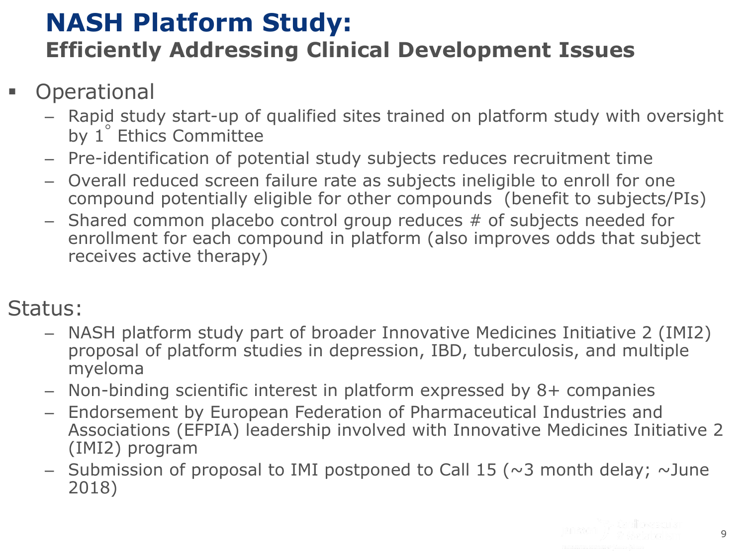# NASH Platform Study:

## Efficiently Addressing Clinical Development Issues

- Operational
  - Rapid study start-up of qualified sites trained on platform study with oversight by 1° Ethics Committee
  - Pre-identification of potential study subjects reduces recruitment time
  - Overall reduced screen failure rate as subjects ineligible to enroll for one compound potentially eligible for other compounds (benefit to subjects/PIs)
  - Shared common placebo control group reduces # of subjects needed for enrollment for each compound in platform (also improves odds that subject receives active therapy)

Status:

- NASH platform study part of broader Innovative Medicines Initiative 2 (IMI2) proposal of platform studies in depression, IBD, tuberculosis, and multiple myeloma
- Non-binding scientific interest in platform expressed by 8+ companies
- Endorsement by European Federation of Pharmaceutical Industries and Associations (EFPIA) leadership involved with Innovative Medicines Initiative 2 (IMI2) program
- Submission of proposal to IMI postponed to Call 15 (~3 month delay; ~June 2018)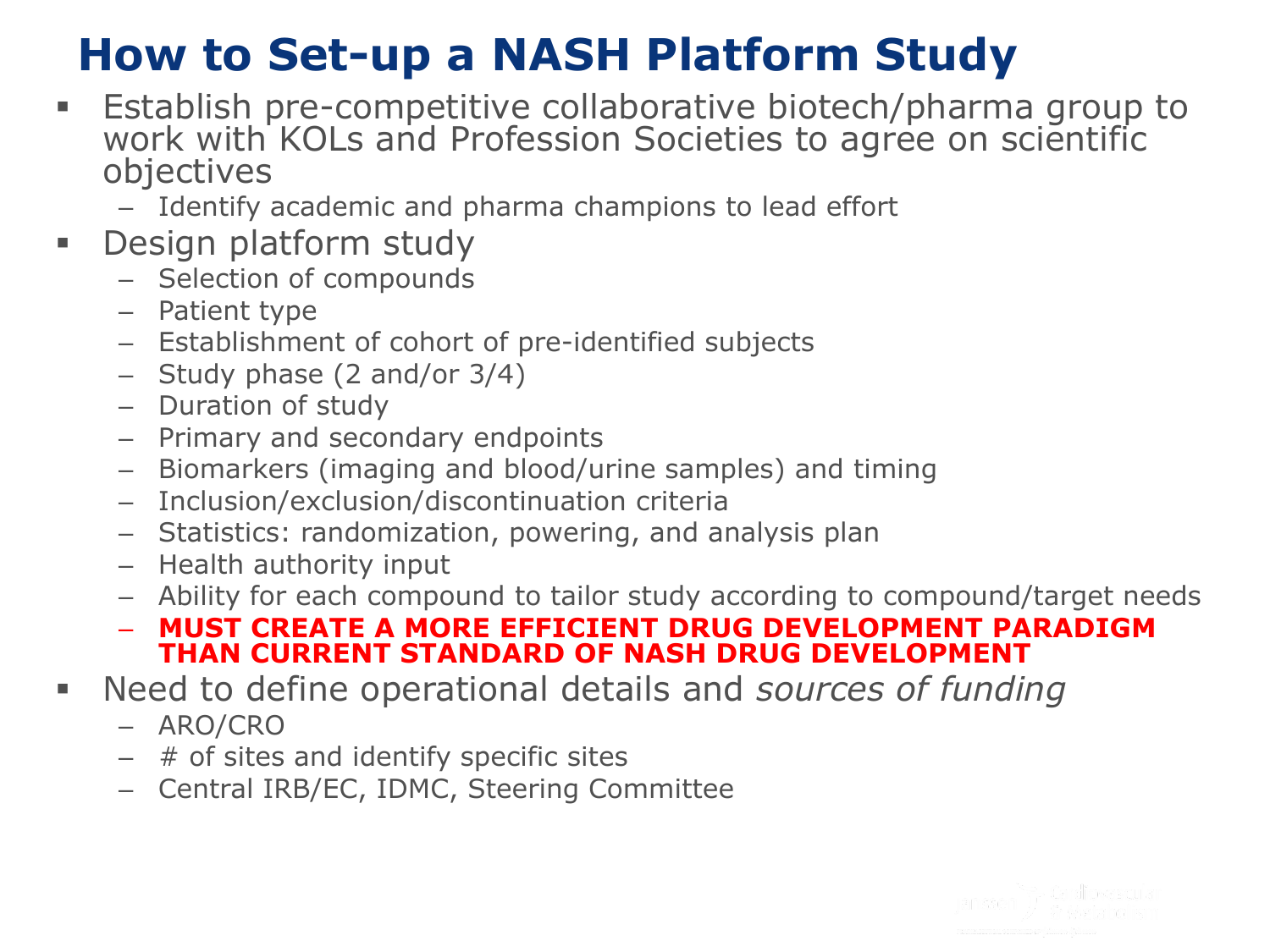# How to Set-up a NASH Platform Study

- Establish pre-competitive collaborative biotech/pharma group to work with KOLs and Profession Societies to agree on scientific objectives
  - Identify academic and pharma champions to lead effort
- Design platform study
  - Selection of compounds
  - Patient type
  - Establishment of cohort of pre-identified subjects
  - Study phase (2 and/or 3/4)
  - Duration of study
  - Primary and secondary endpoints
  - Biomarkers (imaging and blood/urine samples) and timing
  - Inclusion/exclusion/discontinuation criteria
  - Statistics: randomization, powering, and analysis plan
  - Health authority input
  - Ability for each compound to tailor study according to compound/target needs
  - **MUST CREATE A MORE EFFICIENT DRUG DEVELOPMENT PARADIGM THAN CURRENT STANDARD OF NASH DRUG DEVELOPMENT**
- Need to define operational details and *sources of funding*
  - ARO/CRO
  - # of sites and identify specific sites
  - Central IRB/EC, IDMC, Steering Committee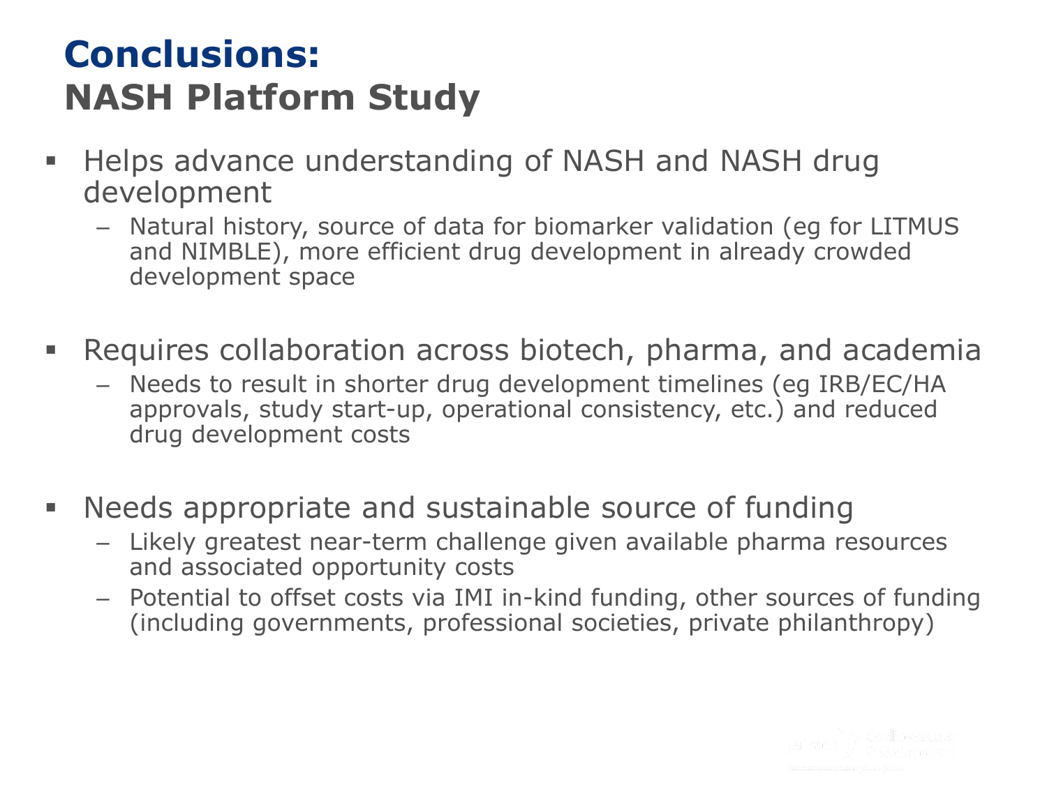# Conclusions: NASH Platform Study

- Helps advance understanding of NASH and NASH drug development
  - Natural history, source of data for biomarker validation (eg for LITMUS and NIMBLE), more efficient drug development in already crowded development space
- Requires collaboration across biotech, pharma, and academia
  - Needs to result in shorter drug development timelines (eg IRB/EC/HA approvals, study start-up, operational consistency, etc.) and reduced drug development costs
- Needs appropriate and sustainable source of funding
  - Likely greatest near-term challenge given available pharma resources and associated opportunity costs
  - Potential to offset costs via IMI in-kind funding, other sources of funding (including governments, professional societies, private philanthropy)